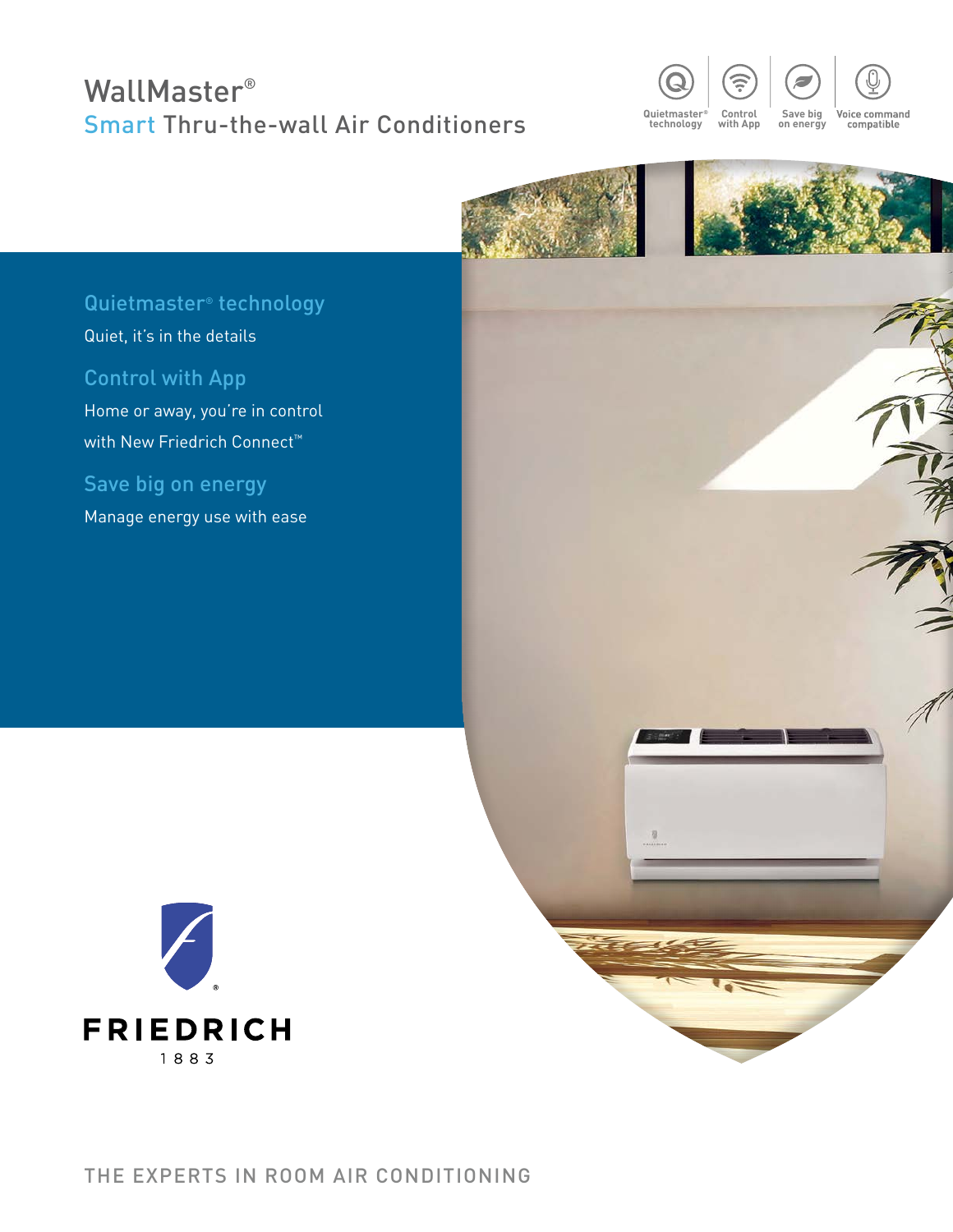# WallMaster®

## Smart Thru-the-wall Air Conditioners

Quietmaster® technology | Control with App | Save big on energy | Voice command compatible

### Quietmaster® technology

Quiet, it's in the details

### Control with App

Home or away, you're in control with New Friedrich Connect™

### Save big on energy

Manage energy use with ease

FRIEDRICH

1883

THE EXPERTS IN ROOM AIR CONDITIONING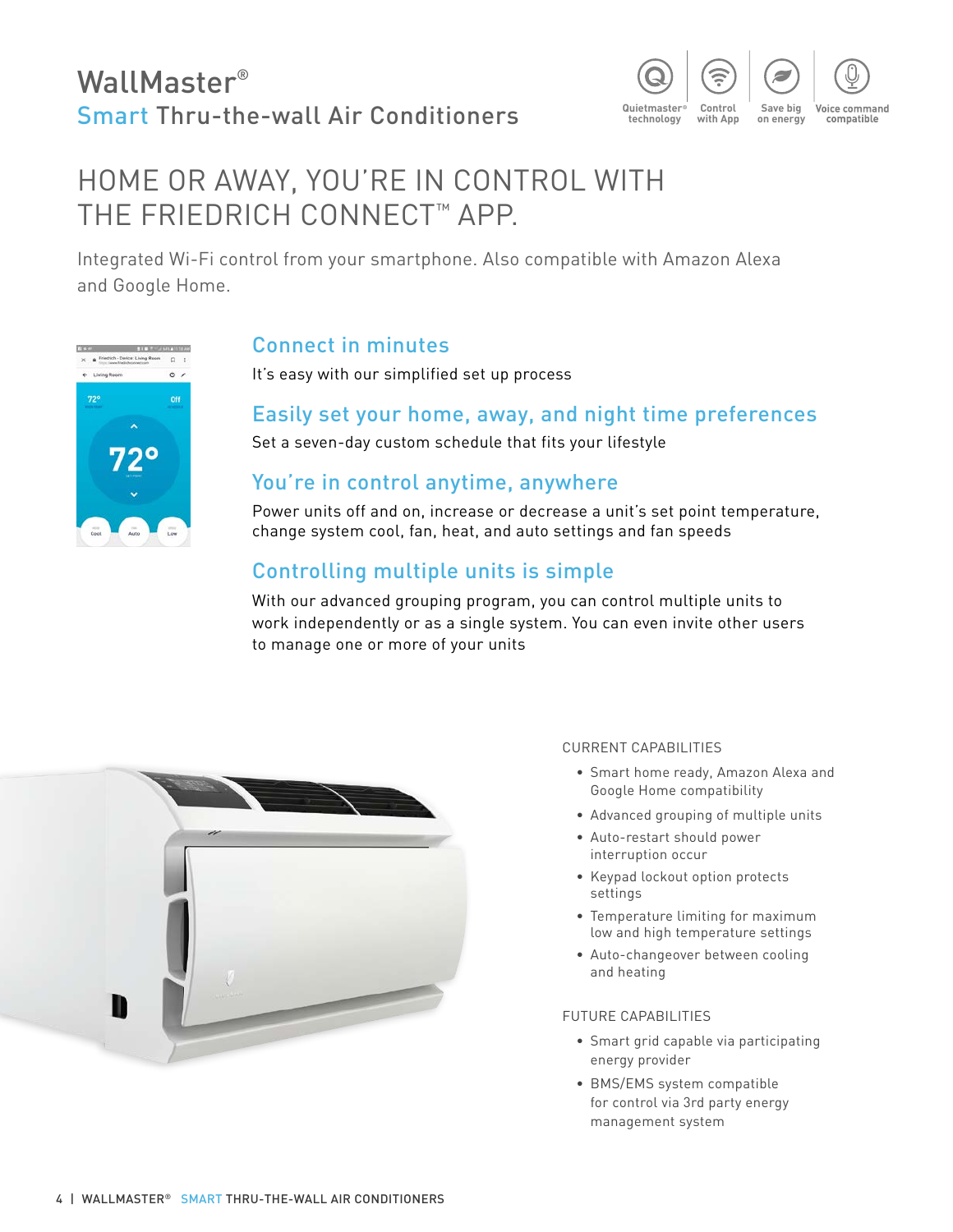# WallMaster®
## Smart Thru-the-wall Air Conditioners

Quietmaster® technology | Control with App | Save big on energy | Voice command compatible

# HOME OR AWAY, YOU'RE IN CONTROL WITH THE FRIEDRICH CONNECT™ APP.

Integrated Wi-Fi control from your smartphone. Also compatible with Amazon Alexa and Google Home.

### Connect in minutes

It's easy with our simplified set up process

### Easily set your home, away, and night time preferences

Set a seven-day custom schedule that fits your lifestyle

### You're in control anytime, anywhere

Power units off and on, increase or decrease a unit's set point temperature, change system cool, fan, heat, and auto settings and fan speeds

### Controlling multiple units is simple

With our advanced grouping program, you can control multiple units to work independently or as a single system. You can even invite other users to manage one or more of your units

#### CURRENT CAPABILITIES

- Smart home ready, Amazon Alexa and Google Home compatibility
- Advanced grouping of multiple units
- Auto-restart should power interruption occur
- Keypad lockout option protects settings
- Temperature limiting for maximum low and high temperature settings
- Auto-changeover between cooling and heating

#### FUTURE CAPABILITIES

- Smart grid capable via participating energy provider
- BMS/EMS system compatible for control via 3rd party energy management system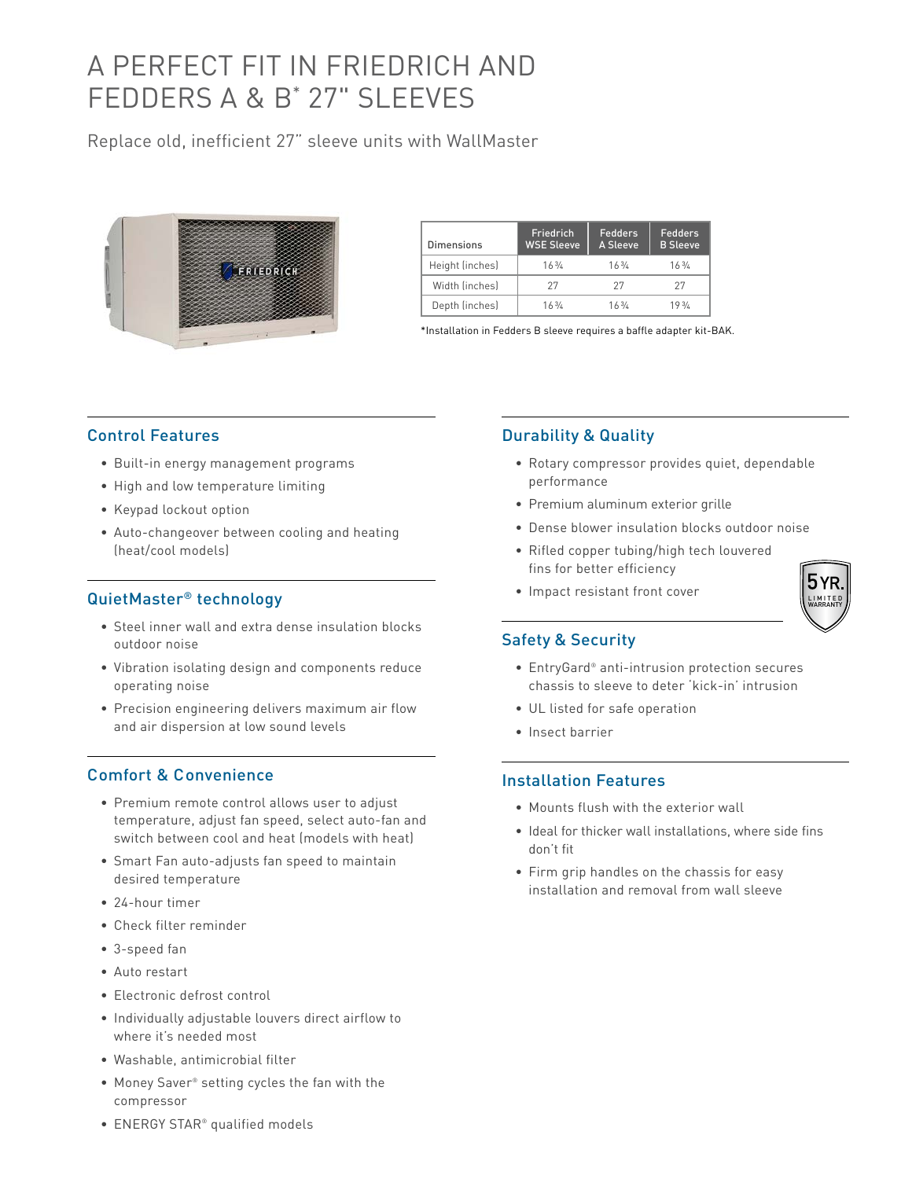# A PERFECT FIT IN FRIEDRICH AND FEDDERS A & B* 27" SLEEVES

Replace old, inefficient 27" sleeve units with WallMaster

| Dimensions | Friedrich WSE Sleeve | Fedders A Sleeve | Fedders B Sleeve |
|---|---|---|---|
| Height (inches) | 16¾ | 16¾ | 16¾ |
| Width (inches) | 27 | 27 | 27 |
| Depth (inches) | 16¾ | 16¾ | 19¾ |

*Installation in Fedders B sleeve requires a baffle adapter kit-BAK.

## Control Features

- Built-in energy management programs
- High and low temperature limiting
- Keypad lockout option
- Auto-changeover between cooling and heating (heat/cool models)

## QuietMaster® technology

- Steel inner wall and extra dense insulation blocks outdoor noise
- Vibration isolating design and components reduce operating noise
- Precision engineering delivers maximum air flow and air dispersion at low sound levels

## Comfort & Convenience

- Premium remote control allows user to adjust temperature, adjust fan speed, select auto-fan and switch between cool and heat (models with heat)
- Smart Fan auto-adjusts fan speed to maintain desired temperature
- 24-hour timer
- Check filter reminder
- 3-speed fan
- Auto restart
- Electronic defrost control
- Individually adjustable louvers direct airflow to where it's needed most
- Washable, antimicrobial filter
- Money Saver® setting cycles the fan with the compressor
- ENERGY STAR® qualified models

## Durability & Quality

- Rotary compressor provides quiet, dependable performance
- Premium aluminum exterior grille
- Dense blower insulation blocks outdoor noise
- Rifled copper tubing/high tech louvered fins for better efficiency
- Impact resistant front cover

5 YR. LIMITED WARRANTY

## Safety & Security

- EntryGard® anti-intrusion protection secures chassis to sleeve to deter 'kick-in' intrusion
- UL listed for safe operation
- Insect barrier

## Installation Features

- Mounts flush with the exterior wall
- Ideal for thicker wall installations, where side fins don't fit
- Firm grip handles on the chassis for easy installation and removal from wall sleeve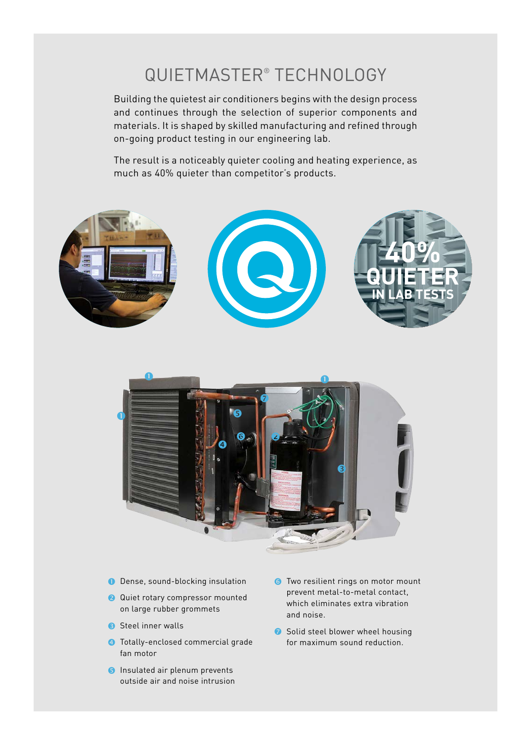# QUIETMASTER® TECHNOLOGY

Building the quietest air conditioners begins with the design process and continues through the selection of superior components and materials. It is shaped by skilled manufacturing and refined through on-going product testing in our engineering lab.

The result is a noticeably quieter cooling and heating experience, as much as 40% quieter than competitor's products.

**40% QUIETER IN LAB TESTS**

1. Dense, sound-blocking insulation
2. Quiet rotary compressor mounted on large rubber grommets
3. Steel inner walls
4. Totally-enclosed commercial grade fan motor
5. Insulated air plenum prevents outside air and noise intrusion
6. Two resilient rings on motor mount prevent metal-to-metal contact, which eliminates extra vibration and noise.
7. Solid steel blower wheel housing for maximum sound reduction.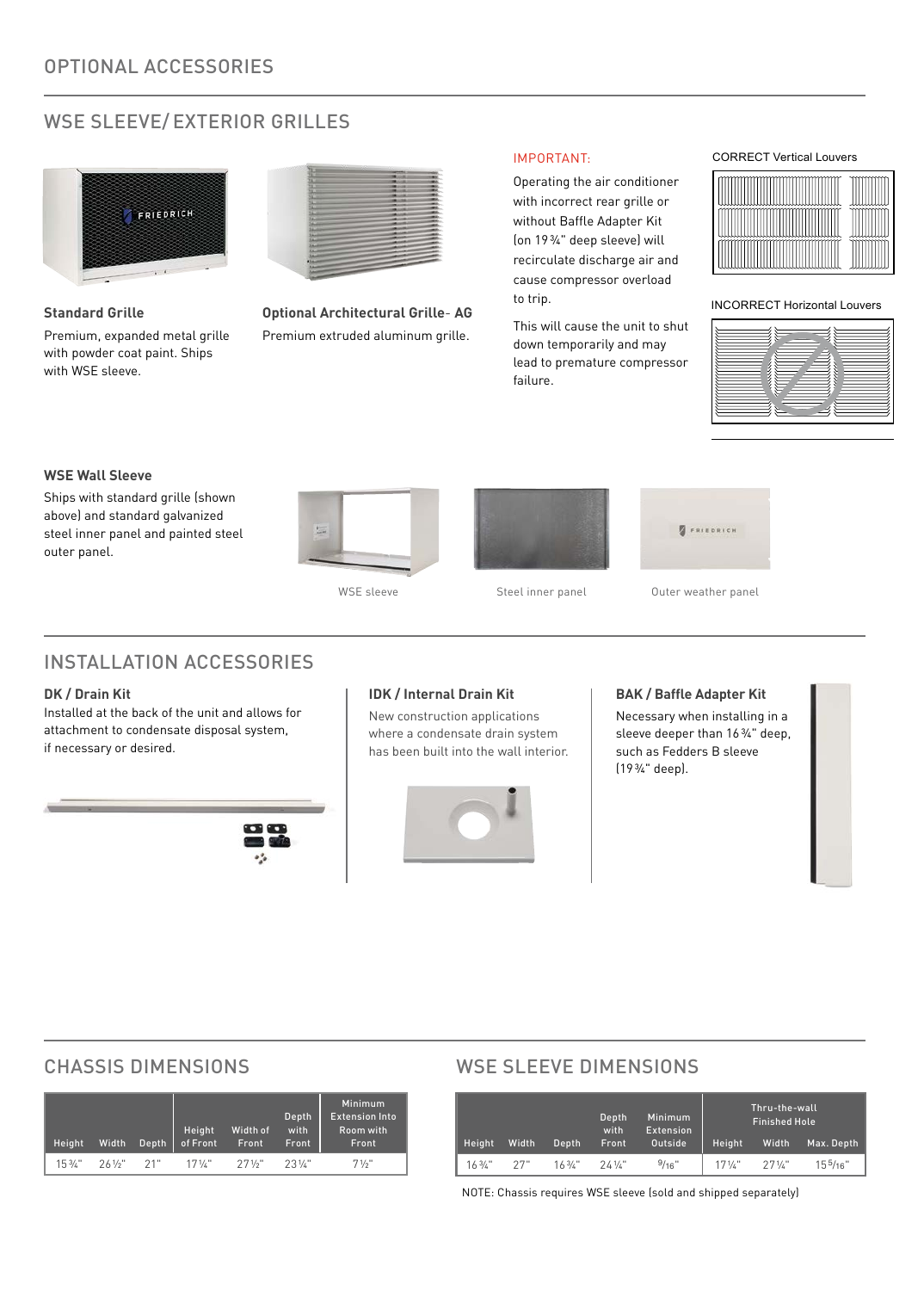# OPTIONAL ACCESSORIES

## WSE SLEEVE/ EXTERIOR GRILLES

**Standard Grille**

Premium, expanded metal grille with powder coat paint. Ships with WSE sleeve.

**Optional Architectural Grille- AG**

Premium extruded aluminum grille.

IMPORTANT:

Operating the air conditioner with incorrect rear grille or without Baffle Adapter Kit (on 19 ¾" deep sleeve) will recirculate discharge air and cause compressor overload to trip.

This will cause the unit to shut down temporarily and may lead to premature compressor failure.

CORRECT Vertical Louvers

INCORRECT Horizontal Louvers

**WSE Wall Sleeve**

Ships with standard grille (shown above) and standard galvanized steel inner panel and painted steel outer panel.

WSE sleeve

Steel inner panel

Outer weather panel

# INSTALLATION ACCESSORIES

**DK / Drain Kit**

Installed at the back of the unit and allows for attachment to condensate disposal system, if necessary or desired.

**IDK / Internal Drain Kit**

New construction applications where a condensate drain system has been built into the wall interior.

**BAK / Baffle Adapter Kit**

Necessary when installing in a sleeve deeper than 16 ¾" deep, such as Fedders B sleeve (19 ¾" deep).

## CHASSIS DIMENSIONS

| Height | Width | Depth | Height of Front | Width of Front | Depth with Front | Minimum Extension Into Room with Front |
|---|---|---|---|---|---|---|
| 15 ¾" | 26 ½" | 21" | 17 ¼" | 27 ½" | 23 ¼" | 7 ½" |

## WSE SLEEVE DIMENSIONS

| Height | Width | Depth | Depth with Front | Minimum Extension Outside | Thru-the-wall Finished Hole | | |
|---|---|---|---|---|---|---|---|
| | | | | | Height | Width | Max. Depth |
| 16 ¾" | 27" | 16 ¾" | 24 ¼" | 9/16" | 17 ¼" | 27 ¼" | 15 5/16" |

NOTE: Chassis requires WSE sleeve (sold and shipped separately)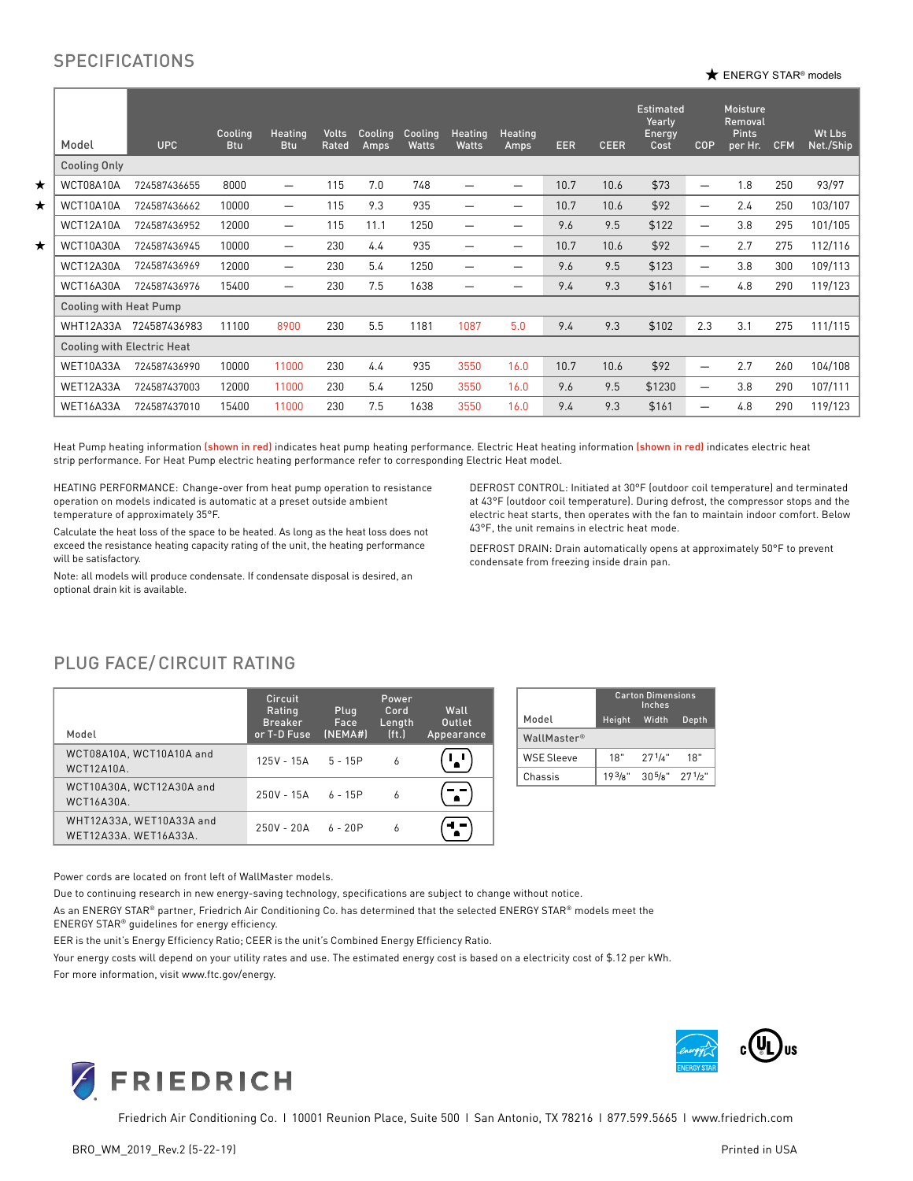## SPECIFICATIONS

★ ENERGY STAR® models

| | Model | UPC | Cooling Btu | Heating Btu | Volts Rated | Cooling Amps | Cooling Watts | Heating Watts | Heating Amps | EER | CEER | Estimated Yearly Energy Cost | COP | Moisture Removal Pints per Hr. | CFM | Wt Lbs Net./Ship |
|---|---|---|---|---|---|---|---|---|---|---|---|---|---|---|---|---|
| | **Cooling Only** | | | | | | | | | | | | | | | |
| ★ | WCT08A10A | 724587436655 | 8000 | — | 115 | 7.0 | 748 | — | — | 10.7 | 10.6 | $73 | — | 1.8 | 250 | 93/97 |
| ★ | WCT10A10A | 724587436662 | 10000 | — | 115 | 9.3 | 935 | — | — | 10.7 | 10.6 | $92 | — | 2.4 | 250 | 103/107 |
| | WCT12A10A | 724587436952 | 12000 | — | 115 | 11.1 | 1250 | — | — | 9.6 | 9.5 | $122 | — | 3.8 | 295 | 101/105 |
| ★ | WCT10A30A | 724587436945 | 10000 | — | 230 | 4.4 | 935 | — | — | 10.7 | 10.6 | $92 | — | 2.7 | 275 | 112/116 |
| | WCT12A30A | 724587436969 | 12000 | — | 230 | 5.4 | 1250 | — | — | 9.6 | 9.5 | $123 | — | 3.8 | 300 | 109/113 |
| | WCT16A30A | 724587436976 | 15400 | — | 230 | 7.5 | 1638 | — | — | 9.4 | 9.3 | $161 | — | 4.8 | 290 | 119/123 |
| | **Cooling with Heat Pump** | | | | | | | | | | | | | | | |
| | WHT12A33A | 724587436983 | 11100 | 8900 | 230 | 5.5 | 1181 | 1087 | 5.0 | 9.4 | 9.3 | $102 | 2.3 | 3.1 | 275 | 111/115 |
| | **Cooling with Electric Heat** | | | | | | | | | | | | | | | |
| | WET10A33A | 724587436990 | 10000 | 11000 | 230 | 4.4 | 935 | 3550 | 16.0 | 10.7 | 10.6 | $92 | — | 2.7 | 260 | 104/108 |
| | WET12A33A | 724587437003 | 12000 | 11000 | 230 | 5.4 | 1250 | 3550 | 16.0 | 9.6 | 9.5 | $1230 | — | 3.8 | 290 | 107/111 |
| | WET16A33A | 724587437010 | 15400 | 11000 | 230 | 7.5 | 1638 | 3550 | 16.0 | 9.4 | 9.3 | $161 | — | 4.8 | 290 | 119/123 |

Heat Pump heating information (shown in red) indicates heat pump heating performance. Electric Heat heating information (shown in red) indicates electric heat strip performance. For Heat Pump electric heating performance refer to corresponding Electric Heat model.

HEATING PERFORMANCE: Change-over from heat pump operation to resistance operation on models indicated is automatic at a preset outside ambient temperature of approximately 35°F.

Calculate the heat loss of the space to be heated. As long as the heat loss does not exceed the resistance heating capacity rating of the unit, the heating performance will be satisfactory.

Note: all models will produce condensate. If condensate disposal is desired, an optional drain kit is available.

DEFROST CONTROL: Initiated at 30°F (outdoor coil temperature) and terminated at 43°F (outdoor coil temperature). During defrost, the compressor stops and the electric heat starts, then operates with the fan to maintain indoor comfort. Below 43°F, the unit remains in electric heat mode.

DEFROST DRAIN: Drain automatically opens at approximately 50°F to prevent condensate from freezing inside drain pan.

## PLUG FACE/ CIRCUIT RATING

| Model | Circuit Rating Breaker or T-D Fuse | Plug Face (NEMA#) | Power Cord Length (ft.) | Wall Outlet Appearance |
|---|---|---|---|---|
| WCT08A10A, WCT10A10A and WCT12A10A. | 125V - 15A | 5 - 15P | 6 | |
| WCT10A30A, WCT12A30A and WCT16A30A. | 250V - 15A | 6 - 15P | 6 | |
| WHT12A33A, WET10A33A and WET12A33A. WET16A33A. | 250V - 20A | 6 - 20P | 6 | |

| Model | Carton Dimensions Inches | | |
|---|---|---|---|
| | Height | Width | Depth |
| **WallMaster®** | | | |
| WSE Sleeve | 18" | 27 1/4" | 18" |
| Chassis | 19 3/8" | 30 5/8" | 27 1/2" |

Power cords are located on front left of WallMaster models.

Due to continuing research in new energy-saving technology, specifications are subject to change without notice.

As an ENERGY STAR® partner, Friedrich Air Conditioning Co. has determined that the selected ENERGY STAR® models meet the ENERGY STAR® guidelines for energy efficiency.

EER is the unit's Energy Efficiency Ratio; CEER is the unit's Combined Energy Efficiency Ratio.

Your energy costs will depend on your utility rates and use. The estimated energy cost is based on a electricity cost of $.12 per kWh.

For more information, visit www.ftc.gov/energy.

FRIEDRICH

Friedrich Air Conditioning Co. | 10001 Reunion Place, Suite 500 | San Antonio, TX 78216 | 877.599.5665 | www.friedrich.com

BRO_WM_2019_Rev.2 (5-22-19)

Printed in USA